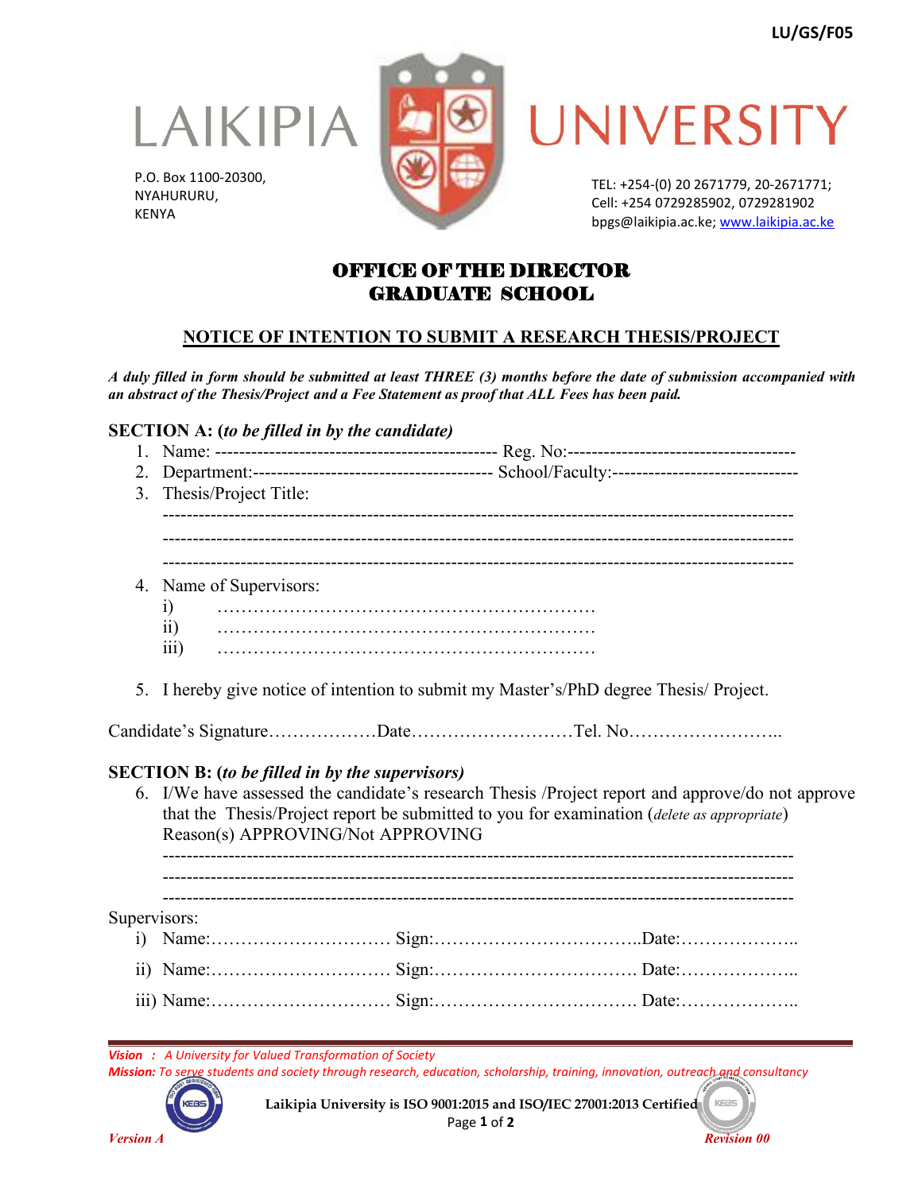LU/GS/F05

# LAIKIPIA UNIVERSITY

P.O. Box 1100-20300,
NYAHURURU,
KENYA

TEL: +254-(0) 20 2671779, 20-2671771;
Cell: +254 0729285902, 0729281902
bpgs@laikipia.ac.ke; www.laikipia.ac.ke

## OFFICE OF THE DIRECTOR
## GRADUATE SCHOOL

### NOTICE OF INTENTION TO SUBMIT A RESEARCH THESIS/PROJECT

***A duly filled in form should be submitted at least THREE (3) months before the date of submission accompanied with an abstract of the Thesis/Project and a Fee Statement as proof that ALL Fees has been paid.***

**SECTION A: (*to be filled in by the candidate*)**

1. Name: ---------------------------------------------- Reg. No:--------------------------------------
2. Department:---------------------------------------- School/Faculty:------------------------------
3. Thesis/Project Title:

   ----------------------------------------------------------------------------------------------------

   ----------------------------------------------------------------------------------------------------

   ----------------------------------------------------------------------------------------------------

4. Name of Supervisors:
   i) ………………………………………………………
   ii) ………………………………………………………
   iii) ………………………………………………………

5. I hereby give notice of intention to submit my Master's/PhD degree Thesis/ Project.

Candidate's Signature………………Date………………………Tel. No……………………..

**SECTION B: (*to be filled in by the supervisors*)**

6. I/We have assessed the candidate's research Thesis /Project report and approve/do not approve that the Thesis/Project report be submitted to you for examination (*delete as appropriate*) Reason(s) APPROVING/Not APPROVING

   ----------------------------------------------------------------------------------------------------

   ----------------------------------------------------------------------------------------------------

   ----------------------------------------------------------------------------------------------------

Supervisors:

i) Name:………………………… Sign:……………………………..Date:………………..

ii) Name:………………………… Sign:……………………………. Date:………………..

iii) Name:………………………… Sign:……………………………. Date:………………..

*Vision : A University for Valued Transformation of Society*
*Mission: To serve students and society through research, education, scholarship, training, innovation, outreach and consultancy*

**Laikipia University is ISO 9001:2015 and ISO/IEC 27001:2013 Certified**

*Version A* *Revision 00*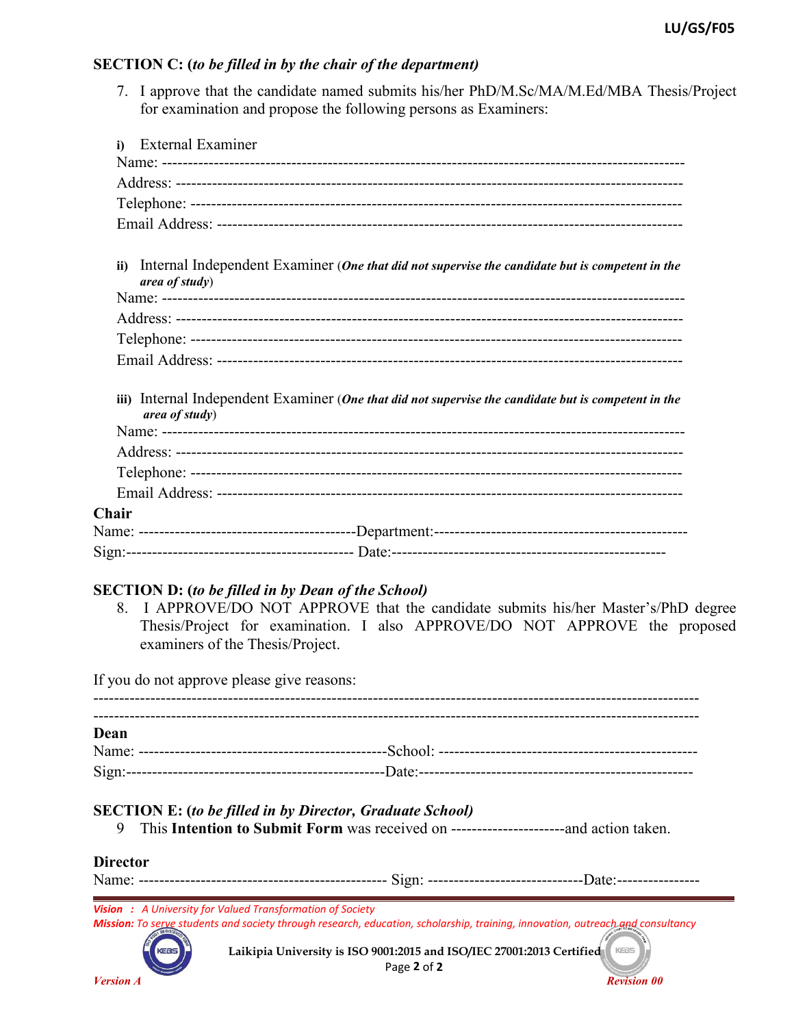**SECTION C: (*to be filled in by the chair of the department)***

7. I approve that the candidate named submits his/her PhD/M.Sc/MA/M.Ed/MBA Thesis/Project for examination and propose the following persons as Examiners:

**i)** External Examiner
Name: ---------------------------------------------------------------------------------------------------
Address: ------------------------------------------------------------------------------------------------
Telephone: ---------------------------------------------------------------------------------------------
Email Address: -----------------------------------------------------------------------------------------

**ii)** Internal Independent Examiner (***One that did not supervise the candidate but is competent in the area of study***)
Name: ---------------------------------------------------------------------------------------------------
Address: ------------------------------------------------------------------------------------------------
Telephone: ---------------------------------------------------------------------------------------------
Email Address: -----------------------------------------------------------------------------------------

**iii)** Internal Independent Examiner (***One that did not supervise the candidate but is competent in the area of study***)
Name: ---------------------------------------------------------------------------------------------------
Address: ------------------------------------------------------------------------------------------------
Telephone: ---------------------------------------------------------------------------------------------
Email Address: -----------------------------------------------------------------------------------------

**Chair**
Name: -----------------------------------------Department:------------------------------------------------
Sign:-------------------------------------------- Date:-----------------------------------------------------

**SECTION D: (*to be filled in by Dean of the School)***

8. I APPROVE/DO NOT APPROVE that the candidate submits his/her Master's/PhD degree Thesis/Project for examination. I also APPROVE/DO NOT APPROVE the proposed examiners of the Thesis/Project.

If you do not approve please give reasons:
---------------------------------------------------------------------------------------------------------------
---------------------------------------------------------------------------------------------------------------

**Dean**
Name: ------------------------------------------------School: -------------------------------------------------
Sign:--------------------------------------------------Date:----------------------------------------------------

**SECTION E: (*to be filled in by Director, Graduate School)***

9 This **Intention to Submit Form** was received on ---------------------and action taken.

**Director**
Name: ----------------------------------------------- Sign: -----------------------------Date:----------------

*Vision : A University for Valued Transformation of Society*
*Mission: To serve students and society through research, education, scholarship, training, innovation, outreach and consultancy*

**Laikipia University is ISO 9001:2015 and ISO/IEC 27001:2013 Certified**

*Version A* *Revision 00*